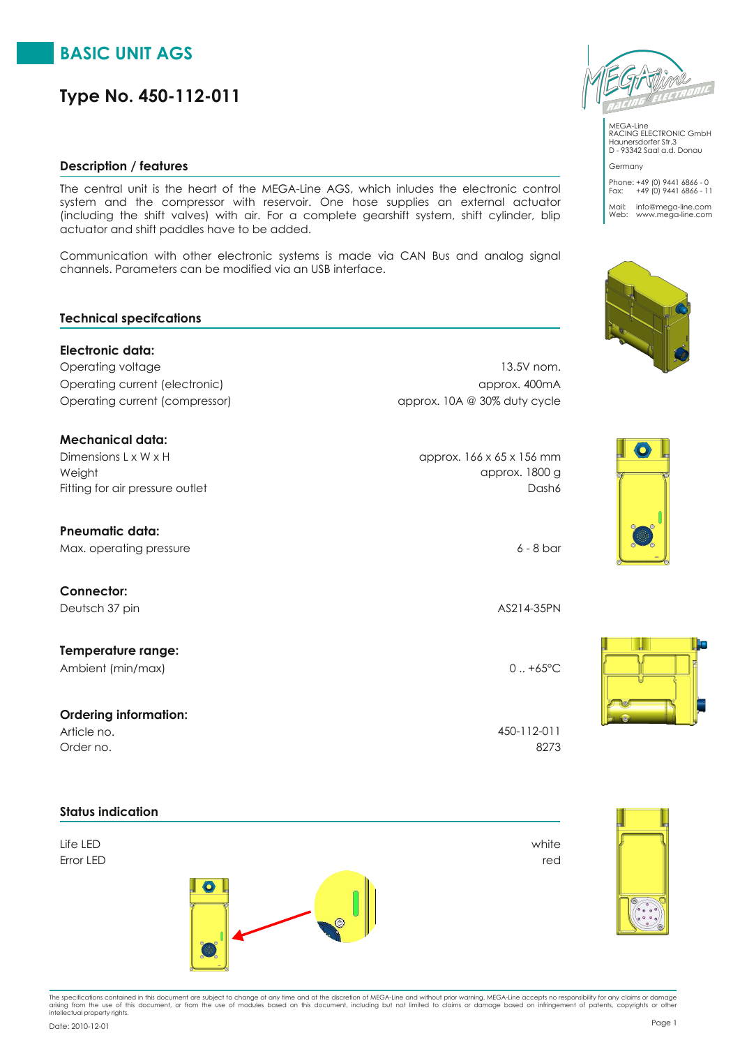# BASIC UNIT AGS

## Type No. 450-112-011

MEGA-Line
RACING ELECTRONIC GmbH
Haunersdorfer Str.3
D - 93342 Saal a.d. Donau

Germany

Phone: +49 (0) 9441 6866 - 0
Fax: +49 (0) 9441 6866 - 11

Mail: info@mega-line.com
Web: www.mega-line.com

### Description / features

The central unit is the heart of the MEGA-Line AGS, which inludes the electronic control system and the compressor with reservoir. One hose supplies an external actuator (including the shift valves) with air. For a complete gearshift system, shift cylinder, blip actuator and shift paddles have to be added.

Communication with other electronic systems is made via CAN Bus and analog signal channels. Parameters can be modified via an USB interface.

### Technical specifcations

**Electronic data:**

| | |
|---|---|
| Operating voltage | 13.5V nom. |
| Operating current (electronic) | approx. 400mA |
| Operating current (compressor) | approx. 10A @ 30% duty cycle |

**Mechanical data:**

| | |
|---|---|
| Dimensions L x W x H | approx. 166 x 65 x 156 mm |
| Weight | approx. 1800 g |
| Fitting for air pressure outlet | Dash6 |

**Pneumatic data:**

| | |
|---|---|
| Max. operating pressure | 6 - 8 bar |

**Connector:**

| | |
|---|---|
| Deutsch 37 pin | AS214-35PN |

**Temperature range:**

| | |
|---|---|
| Ambient (min/max) | 0 .. +65°C |

**Ordering information:**

| | |
|---|---|
| Article no. | 450-112-011 |
| Order no. | 8273 |

### Status indication

| | |
|---|---|
| Life LED | white |
| Error LED | red |

The specifications contained in this document are subject to change at any time and at the discretion of MEGA-Line and without prior warning. MEGA-Line accepts no responsibility for any claims or damage arising from the use of this document, or from the use of modules based on this document, including but not limited to claims or damage based on infringement of patents, copyrights or other intellectual property rights.

Date: 2010-12-01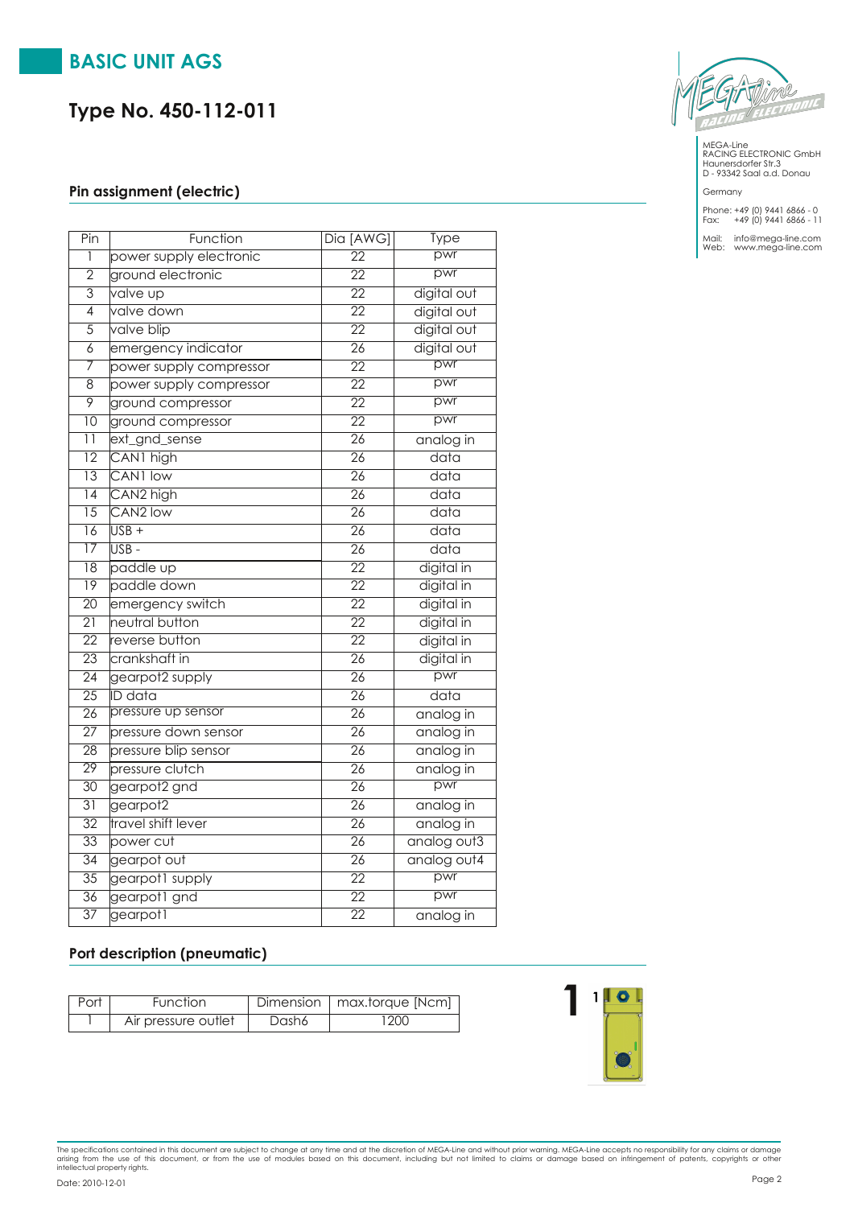# BASIC UNIT AGS

## Type No. 450-112-011

MEGA-Line
RACING ELECTRONIC GmbH
Haunersdorfer Str.3
D - 93342 Saal a.d. Donau

Germany

Phone: +49 (0) 9441 6866 - 0
Fax: +49 (0) 9441 6866 - 11

Mail: info@mega-line.com
Web: www.mega-line.com

### Pin assignment (electric)

| Pin | Function | Dia [AWG] | Type |
|---|---|---|---|
| 1 | power supply electronic | 22 | pwr |
| 2 | ground electronic | 22 | pwr |
| 3 | valve up | 22 | digital out |
| 4 | valve down | 22 | digital out |
| 5 | valve blip | 22 | digital out |
| 6 | emergency indicator | 26 | digital out |
| 7 | power supply compressor | 22 | pwr |
| 8 | power supply compressor | 22 | pwr |
| 9 | ground compressor | 22 | pwr |
| 10 | ground compressor | 22 | pwr |
| 11 | ext_gnd_sense | 26 | analog in |
| 12 | CAN1 high | 26 | data |
| 13 | CAN1 low | 26 | data |
| 14 | CAN2 high | 26 | data |
| 15 | CAN2 low | 26 | data |
| 16 | USB + | 26 | data |
| 17 | USB - | 26 | data |
| 18 | paddle up | 22 | digital in |
| 19 | paddle down | 22 | digital in |
| 20 | emergency switch | 22 | digital in |
| 21 | neutral button | 22 | digital in |
| 22 | reverse button | 22 | digital in |
| 23 | crankshaft in | 26 | digital in |
| 24 | gearpot2 supply | 26 | pwr |
| 25 | ID data | 26 | data |
| 26 | pressure up sensor | 26 | analog in |
| 27 | pressure down sensor | 26 | analog in |
| 28 | pressure blip sensor | 26 | analog in |
| 29 | pressure clutch | 26 | analog in |
| 30 | gearpot2 gnd | 26 | pwr |
| 31 | gearpot2 | 26 | analog in |
| 32 | travel shift lever | 26 | analog in |
| 33 | power cut | 26 | analog out3 |
| 34 | gearpot out | 26 | analog out4 |
| 35 | gearpot1 supply | 22 | pwr |
| 36 | gearpot1 gnd | 22 | pwr |
| 37 | gearpot1 | 22 | analog in |

### Port description (pneumatic)

| Port | Function | Dimension | max.torque [Ncm] |
|---|---|---|---|
| 1 | Air pressure outlet | Dash6 | 1200 |

**1**

The specifications contained in this document are subject to change at any time and at the discretion of MEGA-Line and without prior warning. MEGA-Line accepts no responsibility for any claims or damage arising from the use of this document, or from the use of modules based on this document, including but not limited to claims or damage based on infringement of patents, copyrights or other intellectual property rights.

Date: 2010-12-01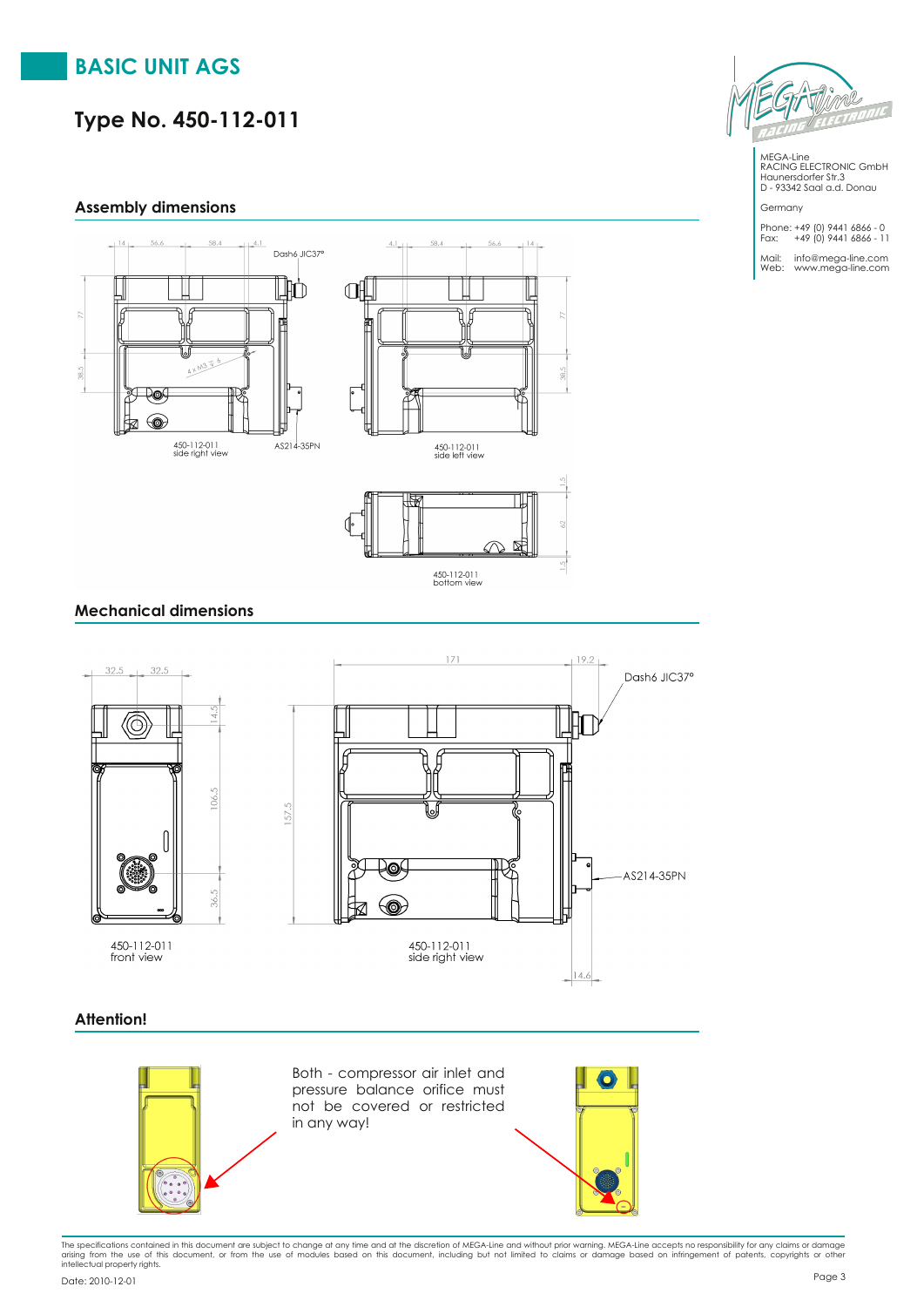# BASIC UNIT AGS

## Type No. 450-112-011

MEGA-Line
RACING ELECTRONIC GmbH
Haunersdorfer Str.3
D - 93342 Saal a.d. Donau

Germany

Phone: +49 (0) 9441 6866 - 0
Fax: +49 (0) 9441 6866 - 11

Mail: info@mega-line.com
Web: www.mega-line.com

### Assembly dimensions

14
56.6
58.4
4.1
Dash6 JIC37°
77
38.5
4 x M3 ∓ 6
450-112-011
side right view
AS214-35PN

4.1
58.4
56.6
14
77
38.5
450-112-011
side left view

1.5
62
1.5
450-112-011
bottom view

### Mechanical dimensions

32.5
32.5
14.5
106.5
36.5
450-112-011
front view

171
19.2
Dash6 JIC37°
157.5
AS214-35PN
14.6
450-112-011
side right view

### Attention!

Both - compressor air inlet and pressure balance orifice must not be covered or restricted in any way!

The specifications contained in this document are subject to change at any time and at the discretion of MEGA-Line and without prior warning. MEGA-Line accepts no responsibility for any claims or damage arising from the use of this document, or from the use of modules based on this document, including but not limited to claims or damage based on infringement of patents, copyrights or other intellectual property rights.

Date: 2010-12-01